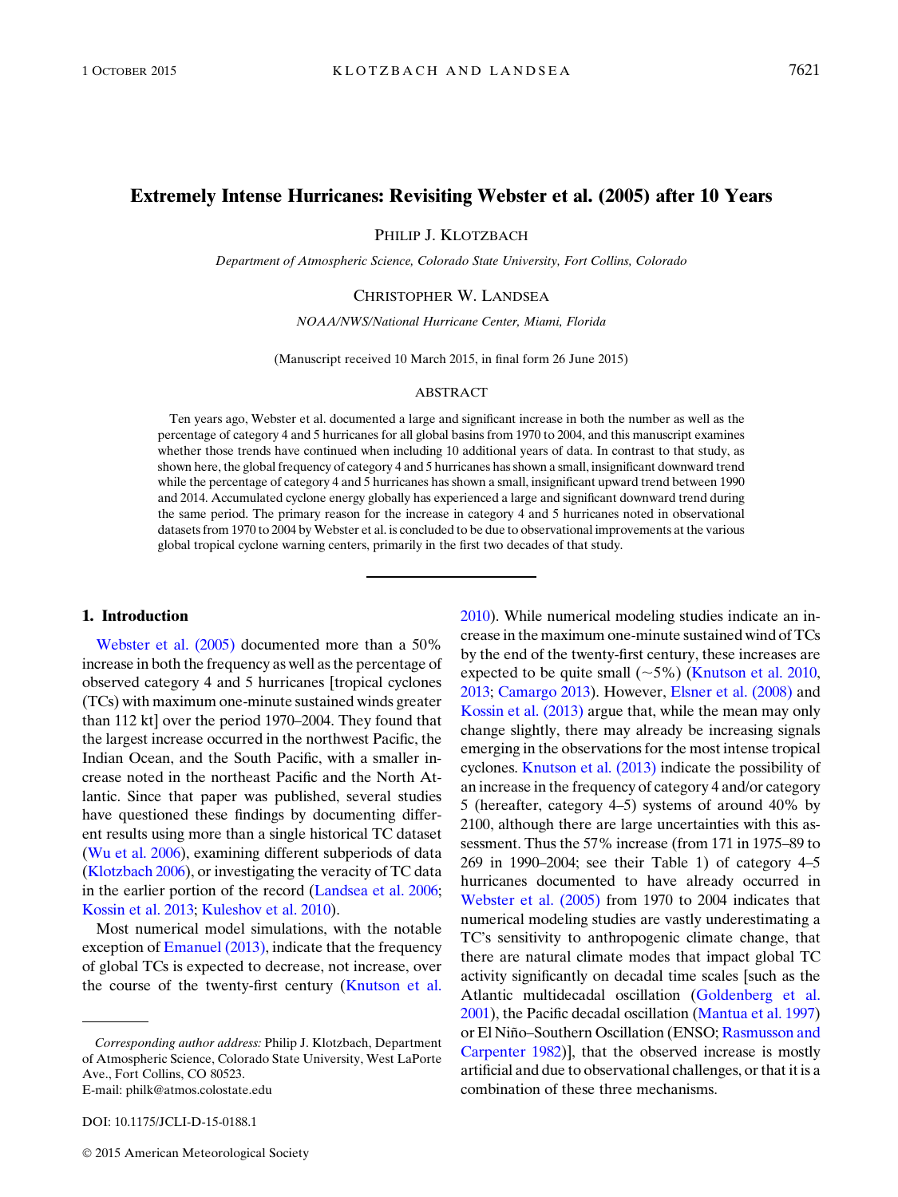# Extremely Intense Hurricanes: Revisiting Webster et al. (2005) after 10 Years

PHILIP J. KLOTZBACH

*Department of Atmospheric Science, Colorado State University, Fort Collins, Colorado*

CHRISTOPHER W. LANDSEA

*NOAA/NWS/National Hurricane Center, Miami, Florida*

(Manuscript received 10 March 2015, in final form 26 June 2015)

## ABSTRACT

Ten years ago, Webster et al. documented a large and significant increase in both the number as well as the percentage of category 4 and 5 hurricanes for all global basins from 1970 to 2004, and this manuscript examines whether those trends have continued when including 10 additional years of data. In contrast to that study, as shown here, the global frequency of category 4 and 5 hurricanes has shown a small, insignificant downward trend while the percentage of category 4 and 5 hurricanes has shown a small, insignificant upward trend between 1990 and 2014. Accumulated cyclone energy globally has experienced a large and significant downward trend during the same period. The primary reason for the increase in category 4 and 5 hurricanes noted in observational datasets from 1970 to 2004 by Webster et al. is concluded to be due to observational improvements at the various global tropical cyclone warning centers, primarily in the first two decades of that study.

## 1. Introduction

Webster et al. (2005) documented more than a 50% increase in both the frequency as well as the percentage of observed category 4 and 5 hurricanes [tropical cyclones (TCs) with maximum one-minute sustained winds greater than 112 kt] over the period 1970–2004. They found that the largest increase occurred in the northwest Pacific, the Indian Ocean, and the South Pacific, with a smaller increase noted in the northeast Pacific and the North Atlantic. Since that paper was published, several studies have questioned these findings by documenting different results using more than a single historical TC dataset (Wu et al. 2006), examining different subperiods of data (Klotzbach 2006), or investigating the veracity of TC data in the earlier portion of the record (Landsea et al. 2006; Kossin et al. 2013; Kuleshov et al. 2010).

Most numerical model simulations, with the notable exception of Emanuel (2013), indicate that the frequency of global TCs is expected to decrease, not increase, over the course of the twenty-first century (Knutson et al. 2010). While numerical modeling studies indicate an increase in the maximum one-minute sustained wind of TCs by the end of the twenty-first century, these increases are expected to be quite small (~5%) (Knutson et al. 2010, 2013; Camargo 2013). However, Elsner et al. (2008) and Kossin et al. (2013) argue that, while the mean may only change slightly, there may already be increasing signals emerging in the observations for the most intense tropical cyclones. Knutson et al. (2013) indicate the possibility of an increase in the frequency of category 4 and/or category 5 (hereafter, category 4–5) systems of around 40% by 2100, although there are large uncertainties with this assessment. Thus the 57% increase (from 171 in 1975–89 to 269 in 1990–2004; see their Table 1) of category 4–5 hurricanes documented to have already occurred in Webster et al. (2005) from 1970 to 2004 indicates that numerical modeling studies are vastly underestimating a TC's sensitivity to anthropogenic climate change, that there are natural climate modes that impact global TC activity significantly on decadal time scales [such as the Atlantic multidecadal oscillation (Goldenberg et al. 2001), the Pacific decadal oscillation (Mantua et al. 1997) or El Niño–Southern Oscillation (ENSO; Rasmusson and Carpenter 1982)], that the observed increase is mostly artificial and due to observational challenges, or that it is a combination of these three mechanisms.

---

*Corresponding author address:* Philip J. Klotzbach, Department of Atmospheric Science, Colorado State University, West LaPorte Ave., Fort Collins, CO 80523.
E-mail: philk@atmos.colostate.edu

DOI: 10.1175/JCLI-D-15-0188.1

© 2015 American Meteorological Society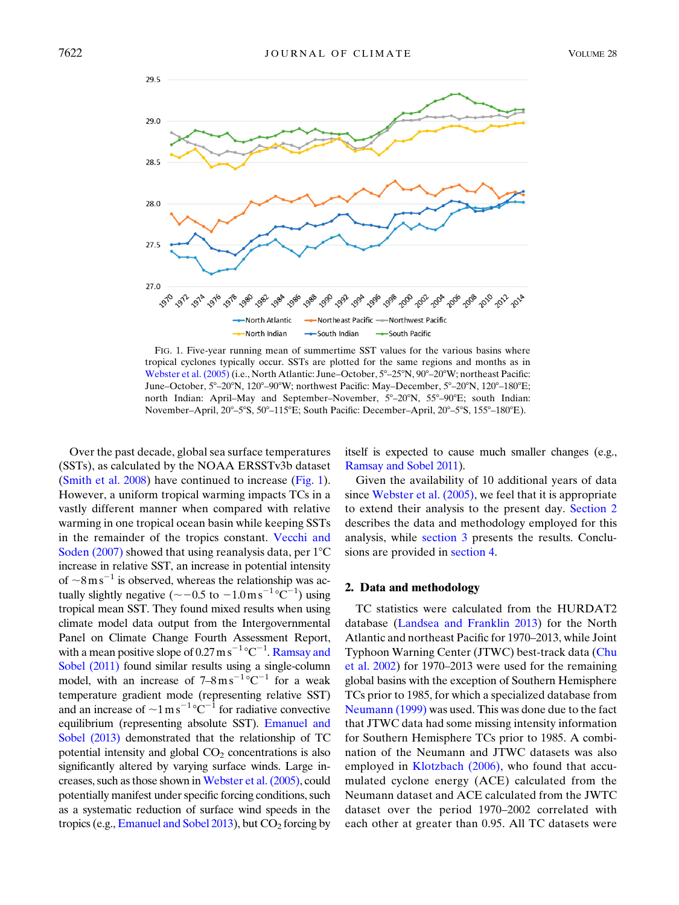FIG. 1. Five-year running mean of summertime SST values for the various basins where tropical cyclones typically occur. SSTs are plotted for the same regions and months as in Webster et al. (2005) (i.e., North Atlantic: June–October, 5°–25°N, 90°–20°W; northeast Pacific: June–October, 5°–20°N, 120°–90°W; northwest Pacific: May–December, 5°–20°N, 120°–180°E; north Indian: April–May and September–November, 5°–20°N, 55°–90°E; south Indian: November–April, 20°–5°S, 50°–115°E; South Pacific: December–April, 20°–5°S, 155°–180°E).

Over the past decade, global sea surface temperatures (SSTs), as calculated by the NOAA ERSSTv3b dataset (Smith et al. 2008) have continued to increase (Fig. 1). However, a uniform tropical warming impacts TCs in a vastly different manner when compared with relative warming in one tropical ocean basin while keeping SSTs in the remainder of the tropics constant. Vecchi and Soden (2007) showed that using reanalysis data, per 1°C increase in relative SST, an increase in potential intensity of ~8 $m\,s^{-1}$ is observed, whereas the relationship was actually slightly negative (~−0.5 to −1.0 $m\,s^{-1}\,°C^{-1}$) using tropical mean SST. They found mixed results when using climate model data output from the Intergovernmental Panel on Climate Change Fourth Assessment Report, with a mean positive slope of 0.27 $m\,s^{-1}\,°C^{-1}$. Ramsay and Sobel (2011) found similar results using a single-column model, with an increase of 7–8 $m\,s^{-1}\,°C^{-1}$ for a weak temperature gradient mode (representing relative SST) and an increase of ~1 $m\,s^{-1}\,°C^{-1}$ for radiative convective equilibrium (representing absolute SST). Emanuel and Sobel (2013) demonstrated that the relationship of TC potential intensity and global $CO_2$ concentrations is also significantly altered by varying surface winds. Large increases, such as those shown in Webster et al. (2005), could potentially manifest under specific forcing conditions, such as a systematic reduction of surface wind speeds in the tropics (e.g., Emanuel and Sobel 2013), but $CO_2$ forcing by itself is expected to cause much smaller changes (e.g., Ramsay and Sobel 2011).

Given the availability of 10 additional years of data since Webster et al. (2005), we feel that it is appropriate to extend their analysis to the present day. Section 2 describes the data and methodology employed for this analysis, while section 3 presents the results. Conclusions are provided in section 4.

## 2. Data and methodology

TC statistics were calculated from the HURDAT2 database (Landsea and Franklin 2013) for the North Atlantic and northeast Pacific for 1970–2013, while Joint Typhoon Warning Center (JTWC) best-track data (Chu et al. 2002) for 1970–2013 were used for the remaining global basins with the exception of Southern Hemisphere TCs prior to 1985, for which a specialized database from Neumann (1999) was used. This was done due to the fact that JTWC data had some missing intensity information for Southern Hemisphere TCs prior to 1985. A combination of the Neumann and JTWC datasets was also employed in Klotzbach (2006), who found that accumulated cyclone energy (ACE) calculated from the Neumann dataset and ACE calculated from the JWTC dataset over the period 1970–2002 correlated with each other at greater than 0.95. All TC datasets were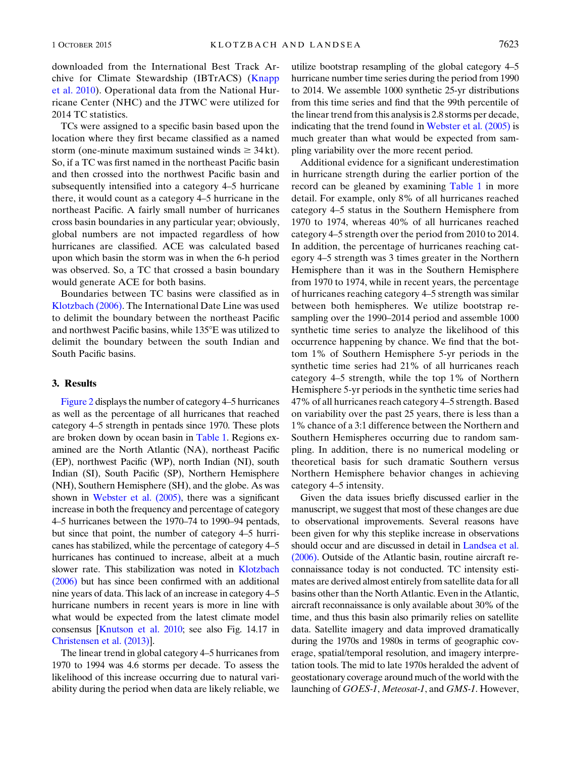downloaded from the International Best Track Archive for Climate Stewardship (IBTrACS) (Knapp et al. 2010). Operational data from the National Hurricane Center (NHC) and the JTWC were utilized for 2014 TC statistics.

TCs were assigned to a specific basin based upon the location where they first became classified as a named storm (one-minute maximum sustained winds $\geq$ 34 kt). So, if a TC was first named in the northeast Pacific basin and then crossed into the northwest Pacific basin and subsequently intensified into a category 4–5 hurricane there, it would count as a category 4–5 hurricane in the northeast Pacific. A fairly small number of hurricanes cross basin boundaries in any particular year; obviously, global numbers are not impacted regardless of how hurricanes are classified. ACE was calculated based upon which basin the storm was in when the 6-h period was observed. So, a TC that crossed a basin boundary would generate ACE for both basins.

Boundaries between TC basins were classified as in Klotzbach (2006). The International Date Line was used to delimit the boundary between the northeast Pacific and northwest Pacific basins, while 135°E was utilized to delimit the boundary between the south Indian and South Pacific basins.

## 3. Results

Figure 2 displays the number of category 4–5 hurricanes as well as the percentage of all hurricanes that reached category 4–5 strength in pentads since 1970. These plots are broken down by ocean basin in Table 1. Regions examined are the North Atlantic (NA), northeast Pacific (EP), northwest Pacific (WP), north Indian (NI), south Indian (SI), South Pacific (SP), Northern Hemisphere (NH), Southern Hemisphere (SH), and the globe. As was shown in Webster et al. (2005), there was a significant increase in both the frequency and percentage of category 4–5 hurricanes between the 1970–74 to 1990–94 pentads, but since that point, the number of category 4–5 hurricanes has stabilized, while the percentage of category 4–5 hurricanes has continued to increase, albeit at a much slower rate. This stabilization was noted in Klotzbach (2006) but has since been confirmed with an additional nine years of data. This lack of an increase in category 4–5 hurricane numbers in recent years is more in line with what would be expected from the latest climate model consensus [Knutson et al. 2010; see also Fig. 14.17 in Christensen et al. (2013)].

The linear trend in global category 4–5 hurricanes from 1970 to 1994 was 4.6 storms per decade. To assess the likelihood of this increase occurring due to natural variability during the period when data are likely reliable, we utilize bootstrap resampling of the global category 4–5 hurricane number time series during the period from 1990 to 2014. We assemble 1000 synthetic 25-yr distributions from this time series and find that the 99th percentile of the linear trend from this analysis is 2.8 storms per decade, indicating that the trend found in Webster et al. (2005) is much greater than what would be expected from sampling variability over the more recent period.

Additional evidence for a significant underestimation in hurricane strength during the earlier portion of the record can be gleaned by examining Table 1 in more detail. For example, only 8% of all hurricanes reached category 4–5 status in the Southern Hemisphere from 1970 to 1974, whereas 40% of all hurricanes reached category 4–5 strength over the period from 2010 to 2014. In addition, the percentage of hurricanes reaching category 4–5 strength was 3 times greater in the Northern Hemisphere than it was in the Southern Hemisphere from 1970 to 1974, while in recent years, the percentage of hurricanes reaching category 4–5 strength was similar between both hemispheres. We utilize bootstrap resampling over the 1990–2014 period and assemble 1000 synthetic time series to analyze the likelihood of this occurrence happening by chance. We find that the bottom 1% of Southern Hemisphere 5-yr periods in the synthetic time series had 21% of all hurricanes reach category 4–5 strength, while the top 1% of Northern Hemisphere 5-yr periods in the synthetic time series had 47% of all hurricanes reach category 4–5 strength. Based on variability over the past 25 years, there is less than a 1% chance of a 3:1 difference between the Northern and Southern Hemispheres occurring due to random sampling. In addition, there is no numerical modeling or theoretical basis for such dramatic Southern versus Northern Hemisphere behavior changes in achieving category 4–5 intensity.

Given the data issues briefly discussed earlier in the manuscript, we suggest that most of these changes are due to observational improvements. Several reasons have been given for why this steplike increase in observations should occur and are discussed in detail in Landsea et al. (2006). Outside of the Atlantic basin, routine aircraft reconnaissance today is not conducted. TC intensity estimates are derived almost entirely from satellite data for all basins other than the North Atlantic. Even in the Atlantic, aircraft reconnaissance is only available about 30% of the time, and thus this basin also primarily relies on satellite data. Satellite imagery and data improved dramatically during the 1970s and 1980s in terms of geographic coverage, spatial/temporal resolution, and imagery interpretation tools. The mid to late 1970s heralded the advent of geostationary coverage around much of the world with the launching of *GOES-1*, *Meteosat-1*, and *GMS-1*. However,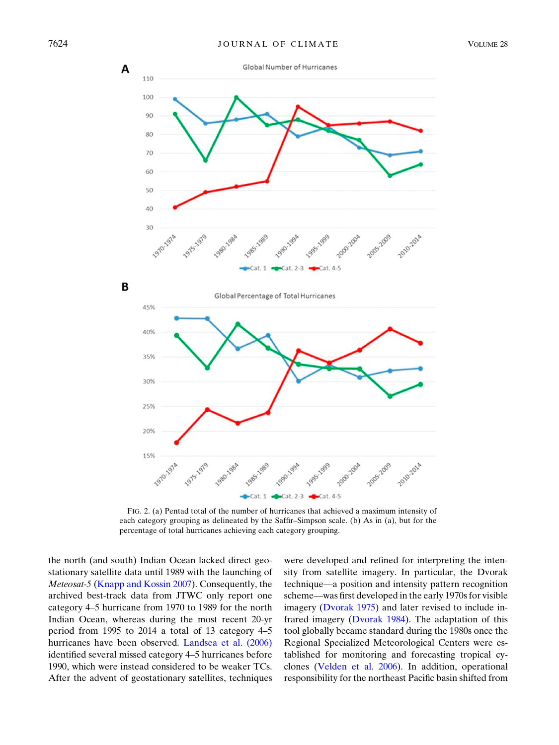FIG. 2. (a) Pentad total of the number of hurricanes that achieved a maximum intensity of each category grouping as delineated by the Saffir–Simpson scale. (b) As in (a), but for the percentage of total hurricanes achieving each category grouping.

the north (and south) Indian Ocean lacked direct geostationary satellite data until 1989 with the launching of *Meteosat-5* (Knapp and Kossin 2007). Consequently, the archived best-track data from JTWC only report one category 4–5 hurricane from 1970 to 1989 for the north Indian Ocean, whereas during the most recent 20-yr period from 1995 to 2014 a total of 13 category 4–5 hurricanes have been observed. Landsea et al. (2006) identified several missed category 4–5 hurricanes before 1990, which were instead considered to be weaker TCs. After the advent of geostationary satellites, techniques were developed and refined for interpreting the intensity from satellite imagery. In particular, the Dvorak technique—a position and intensity pattern recognition scheme—was first developed in the early 1970s for visible imagery (Dvorak 1975) and later revised to include infrared imagery (Dvorak 1984). The adaptation of this tool globally became standard during the 1980s once the Regional Specialized Meteorological Centers were established for monitoring and forecasting tropical cyclones (Velden et al. 2006). In addition, operational responsibility for the northeast Pacific basin shifted from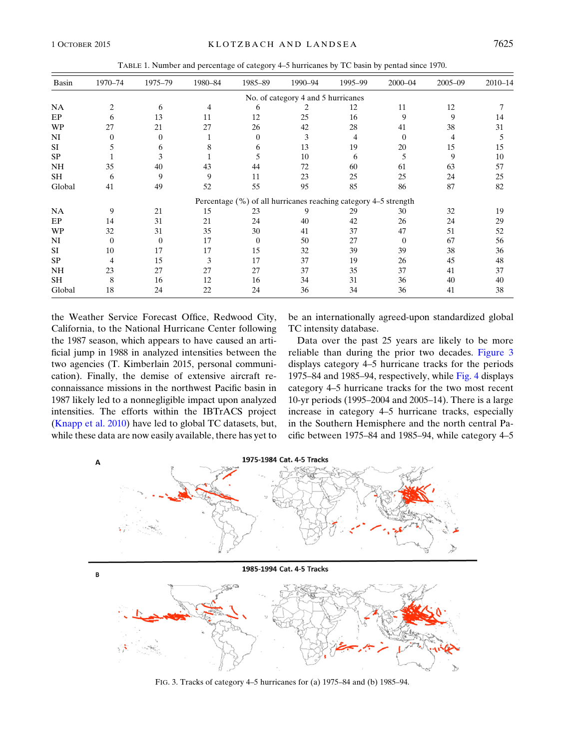TABLE 1. Number and percentage of category 4–5 hurricanes by TC basin by pentad since 1970.

| Basin | 1970–74 | 1975–79 | 1980–84 | 1985–89 | 1990–94 | 1995–99 | 2000–04 | 2005–09 | 2010–14 |
|---|---|---|---|---|---|---|---|---|---|
| | | | | No. of category 4 and 5 hurricanes | | | | | |
| NA | 2 | 6 | 4 | 6 | 2 | 12 | 11 | 12 | 7 |
| EP | 6 | 13 | 11 | 12 | 25 | 16 | 9 | 9 | 14 |
| WP | 27 | 21 | 27 | 26 | 42 | 28 | 41 | 38 | 31 |
| NI | 0 | 0 | 1 | 0 | 3 | 4 | 0 | 4 | 5 |
| SI | 5 | 6 | 8 | 6 | 13 | 19 | 20 | 15 | 15 |
| SP | 1 | 3 | 1 | 5 | 10 | 6 | 5 | 9 | 10 |
| NH | 35 | 40 | 43 | 44 | 72 | 60 | 61 | 63 | 57 |
| SH | 6 | 9 | 9 | 11 | 23 | 25 | 25 | 24 | 25 |
| Global | 41 | 49 | 52 | 55 | 95 | 85 | 86 | 87 | 82 |
| | | | Percentage (%) of all hurricanes reaching category 4–5 strength | | | | | | |
| NA | 9 | 21 | 15 | 23 | 9 | 29 | 30 | 32 | 19 |
| EP | 14 | 31 | 21 | 24 | 40 | 42 | 26 | 24 | 29 |
| WP | 32 | 31 | 35 | 30 | 41 | 37 | 47 | 51 | 52 |
| NI | 0 | 0 | 17 | 0 | 50 | 27 | 0 | 67 | 56 |
| SI | 10 | 17 | 17 | 15 | 32 | 39 | 39 | 38 | 36 |
| SP | 4 | 15 | 3 | 17 | 37 | 19 | 26 | 45 | 48 |
| NH | 23 | 27 | 27 | 27 | 37 | 35 | 37 | 41 | 37 |
| SH | 8 | 16 | 12 | 16 | 34 | 31 | 36 | 40 | 40 |
| Global | 18 | 24 | 22 | 24 | 36 | 34 | 36 | 41 | 38 |

the Weather Service Forecast Office, Redwood City, California, to the National Hurricane Center following the 1987 season, which appears to have caused an artificial jump in 1988 in analyzed intensities between the two agencies (T. Kimberlain 2015, personal communication). Finally, the demise of extensive aircraft reconnaissance missions in the northwest Pacific basin in 1987 likely led to a nonnegligible impact upon analyzed intensities. The efforts within the IBTrACS project (Knapp et al. 2010) have led to global TC datasets, but, while these data are now easily available, there has yet to be an internationally agreed-upon standardized global TC intensity database.

Data over the past 25 years are likely to be more reliable than during the prior two decades. Figure 3 displays category 4–5 hurricane tracks for the periods 1975–84 and 1985–94, respectively, while Fig. 4 displays category 4–5 hurricane tracks for the two most recent 10-yr periods (1995–2004 and 2005–14). There is a large increase in category 4–5 hurricane tracks, especially in the Southern Hemisphere and the north central Pacific between 1975–84 and 1985–94, while category 4–5

FIG. 3. Tracks of category 4–5 hurricanes for (a) 1975–84 and (b) 1985–94.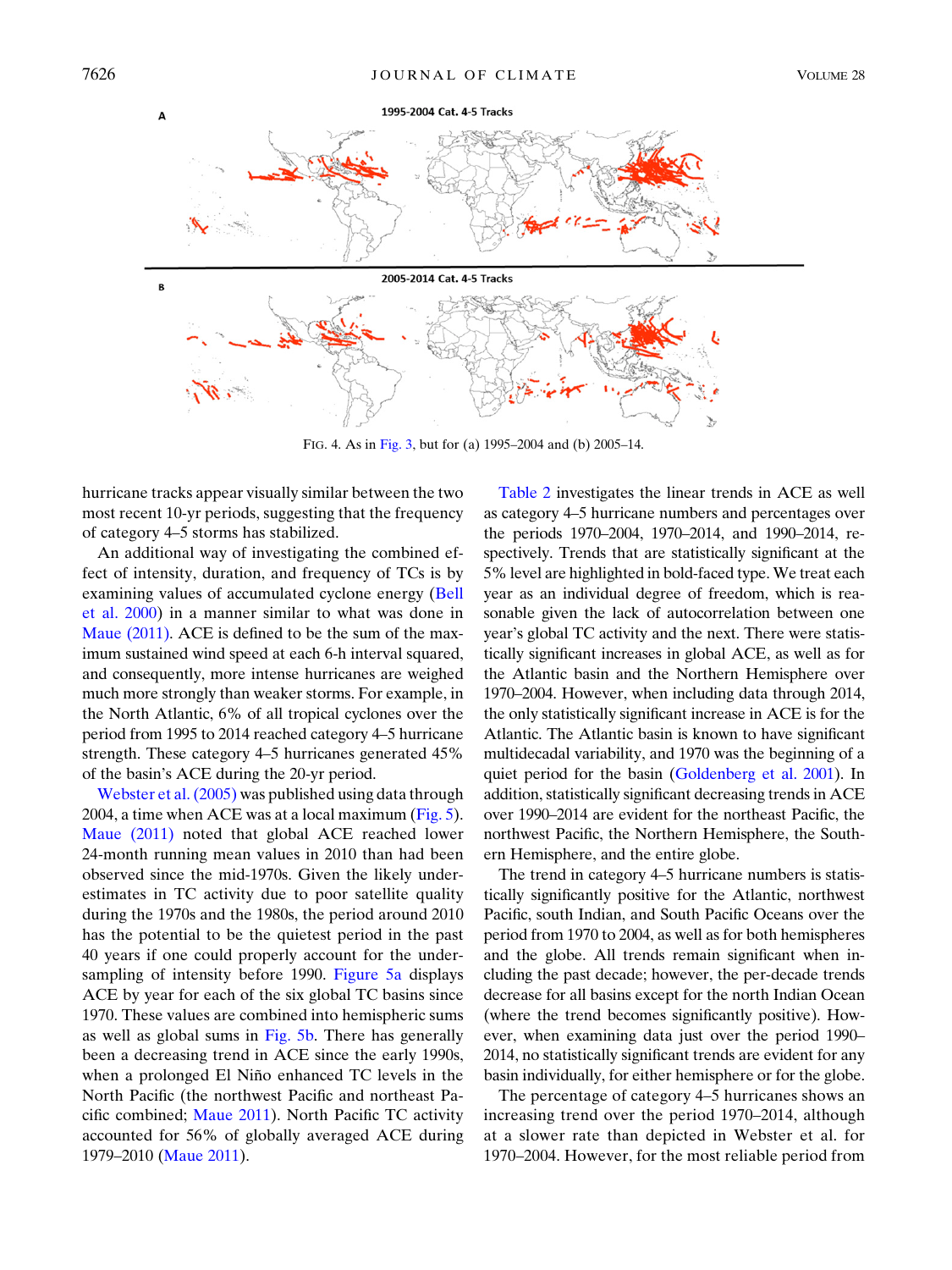FIG. 4. As in Fig. 3, but for (a) 1995–2004 and (b) 2005–14.

hurricane tracks appear visually similar between the two most recent 10-yr periods, suggesting that the frequency of category 4–5 storms has stabilized.

An additional way of investigating the combined effect of intensity, duration, and frequency of TCs is by examining values of accumulated cyclone energy (Bell et al. 2000) in a manner similar to what was done in Maue (2011). ACE is defined to be the sum of the maximum sustained wind speed at each 6-h interval squared, and consequently, more intense hurricanes are weighed much more strongly than weaker storms. For example, in the North Atlantic, 6% of all tropical cyclones over the period from 1995 to 2014 reached category 4–5 hurricane strength. These category 4–5 hurricanes generated 45% of the basin's ACE during the 20-yr period.

Webster et al. (2005) was published using data through 2004, a time when ACE was at a local maximum (Fig. 5). Maue (2011) noted that global ACE reached lower 24-month running mean values in 2010 than had been observed since the mid-1970s. Given the likely underestimates in TC activity due to poor satellite quality during the 1970s and the 1980s, the period around 2010 has the potential to be the quietest period in the past 40 years if one could properly account for the undersampling of intensity before 1990. Figure 5a displays ACE by year for each of the six global TC basins since 1970. These values are combined into hemispheric sums as well as global sums in Fig. 5b. There has generally been a decreasing trend in ACE since the early 1990s, when a prolonged El Niño enhanced TC levels in the North Pacific (the northwest Pacific and northeast Pacific combined; Maue 2011). North Pacific TC activity accounted for 56% of globally averaged ACE during 1979–2010 (Maue 2011).

Table 2 investigates the linear trends in ACE as well as category 4–5 hurricane numbers and percentages over the periods 1970–2004, 1970–2014, and 1990–2014, respectively. Trends that are statistically significant at the 5% level are highlighted in bold-faced type. We treat each year as an individual degree of freedom, which is reasonable given the lack of autocorrelation between one year's global TC activity and the next. There were statistically significant increases in global ACE, as well as for the Atlantic basin and the Northern Hemisphere over 1970–2004. However, when including data through 2014, the only statistically significant increase in ACE is for the Atlantic. The Atlantic basin is known to have significant multidecadal variability, and 1970 was the beginning of a quiet period for the basin (Goldenberg et al. 2001). In addition, statistically significant decreasing trends in ACE over 1990–2014 are evident for the northeast Pacific, the northwest Pacific, the Northern Hemisphere, the Southern Hemisphere, and the entire globe.

The trend in category 4–5 hurricane numbers is statistically significantly positive for the Atlantic, northwest Pacific, south Indian, and South Pacific Oceans over the period from 1970 to 2004, as well as for both hemispheres and the globe. All trends remain significant when including the past decade; however, the per-decade trends decrease for all basins except for the north Indian Ocean (where the trend becomes significantly positive). However, when examining data just over the period 1990–2014, no statistically significant trends are evident for any basin individually, for either hemisphere or for the globe.

The percentage of category 4–5 hurricanes shows an increasing trend over the period 1970–2014, although at a slower rate than depicted in Webster et al. for 1970–2004. However, for the most reliable period from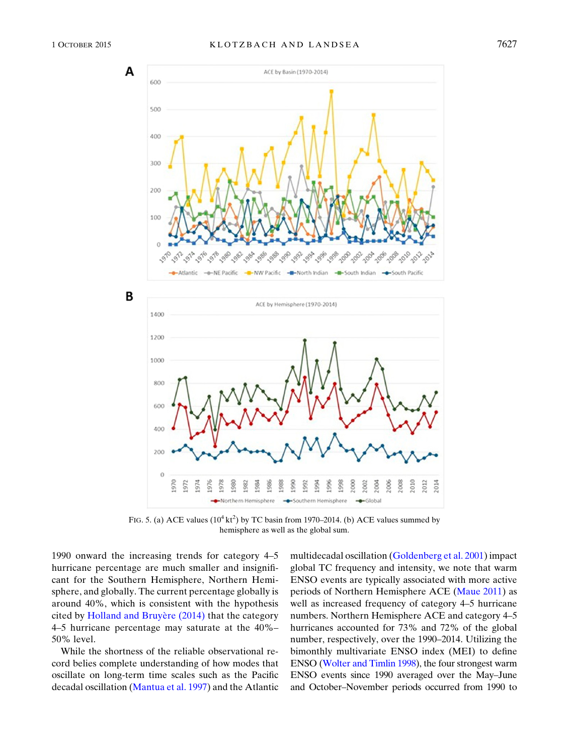FIG. 5. (a) ACE values ($10^4$ kt$^2$) by TC basin from 1970–2014. (b) ACE values summed by hemisphere as well as the global sum.

1990 onward the increasing trends for category 4–5 hurricane percentage are much smaller and insignificant for the Southern Hemisphere, Northern Hemisphere, and globally. The current percentage globally is around 40%, which is consistent with the hypothesis cited by Holland and Bruyère (2014) that the category 4–5 hurricane percentage may saturate at the 40%–50% level.

While the shortness of the reliable observational record belies complete understanding of how modes that oscillate on long-term time scales such as the Pacific decadal oscillation (Mantua et al. 1997) and the Atlantic multidecadal oscillation (Goldenberg et al. 2001) impact global TC frequency and intensity, we note that warm ENSO events are typically associated with more active periods of Northern Hemisphere ACE (Maue 2011) as well as increased frequency of category 4–5 hurricane numbers. Northern Hemisphere ACE and category 4–5 hurricanes accounted for 73% and 72% of the global number, respectively, over the 1990–2014. Utilizing the bimonthly multivariate ENSO index (MEI) to define ENSO (Wolter and Timlin 1998), the four strongest warm ENSO events since 1990 averaged over the May–June and October–November periods occurred from 1990 to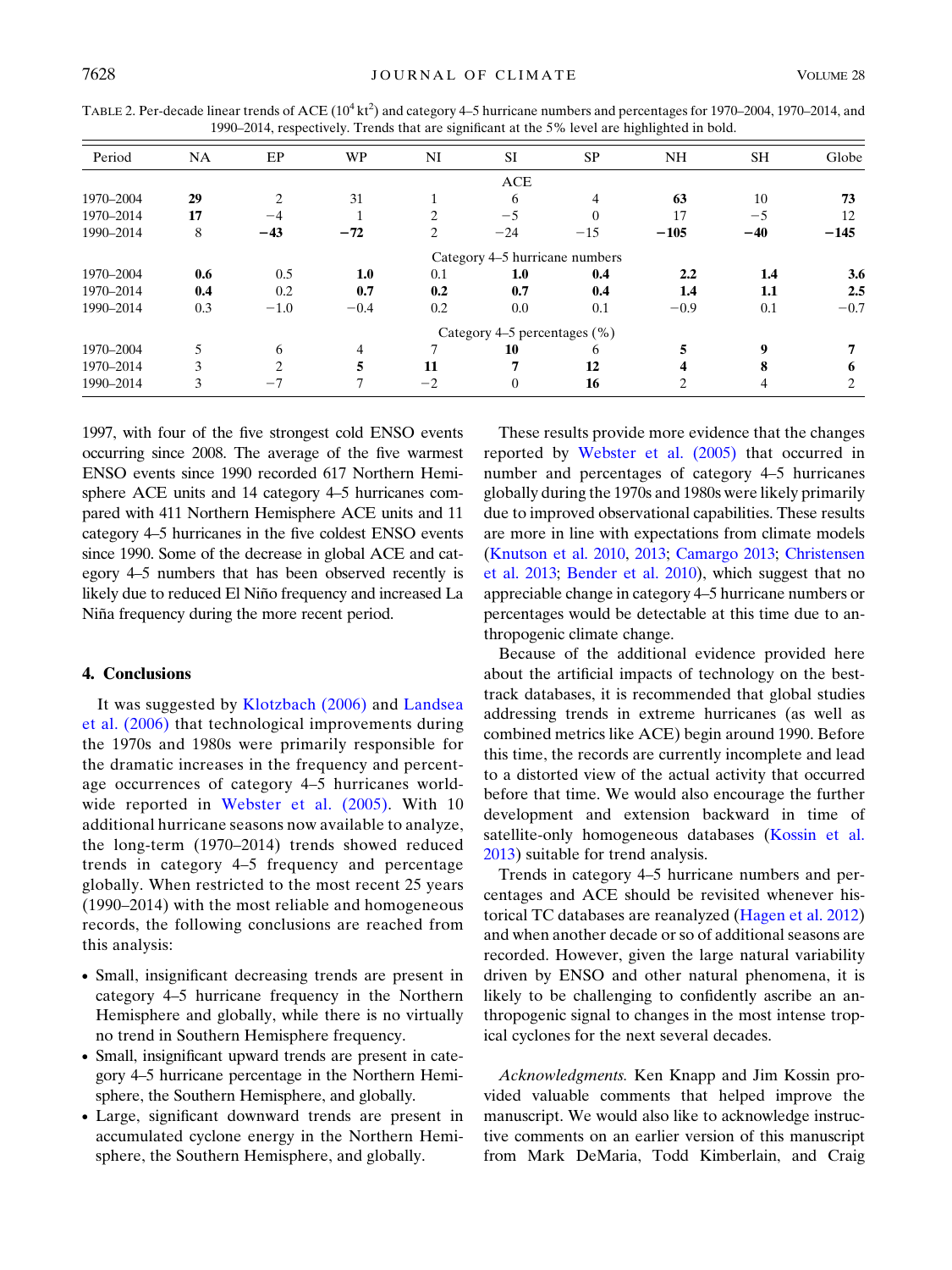TABLE 2. Per-decade linear trends of ACE ($10^4$ kt$^2$) and category 4–5 hurricane numbers and percentages for 1970–2004, 1970–2014, and 1990–2014, respectively. Trends that are significant at the 5% level are highlighted in bold.

| Period | NA | EP | WP | NI | SI | SP | NH | SH | Globe |
|---|---|---|---|---|---|---|---|---|---|
| | | | | | ACE | | | | |
| 1970–2004 | **29** | 2 | 31 | 1 | 6 | 4 | **63** | 10 | **73** |
| 1970–2014 | **17** | −4 | 1 | 2 | −5 | 0 | 17 | −5 | 12 |
| 1990–2014 | 8 | **−43** | **−72** | 2 | −24 | −15 | **−105** | **−40** | **−145** |
| | | | | | Category 4–5 hurricane numbers | | | | |
| 1970–2004 | **0.6** | 0.5 | **1.0** | 0.1 | **1.0** | **0.4** | **2.2** | **1.4** | **3.6** |
| 1970–2014 | **0.4** | 0.2 | **0.7** | **0.2** | **0.7** | **0.4** | **1.4** | **1.1** | **2.5** |
| 1990–2014 | 0.3 | −1.0 | −0.4 | 0.2 | 0.0 | 0.1 | −0.9 | 0.1 | −0.7 |
| | | | | | Category 4–5 percentages (%) | | | | |
| 1970–2004 | 5 | 6 | 4 | 7 | **10** | 6 | **5** | **9** | **7** |
| 1970–2014 | 3 | 2 | **5** | **11** | **7** | **12** | **4** | **8** | **6** |
| 1990–2014 | 3 | −7 | 7 | −2 | 0 | **16** | 2 | 4 | 2 |

1997, with four of the five strongest cold ENSO events occurring since 2008. The average of the five warmest ENSO events since 1990 recorded 617 Northern Hemisphere ACE units and 14 category 4–5 hurricanes compared with 411 Northern Hemisphere ACE units and 11 category 4–5 hurricanes in the five coldest ENSO events since 1990. Some of the decrease in global ACE and category 4–5 numbers that has been observed recently is likely due to reduced El Niño frequency and increased La Niña frequency during the more recent period.

## 4. Conclusions

It was suggested by Klotzbach (2006) and Landsea et al. (2006) that technological improvements during the 1970s and 1980s were primarily responsible for the dramatic increases in the frequency and percentage occurrences of category 4–5 hurricanes worldwide reported in Webster et al. (2005). With 10 additional hurricane seasons now available to analyze, the long-term (1970–2014) trends showed reduced trends in category 4–5 frequency and percentage globally. When restricted to the most recent 25 years (1990–2014) with the most reliable and homogeneous records, the following conclusions are reached from this analysis:

- Small, insignificant decreasing trends are present in category 4–5 hurricane frequency in the Northern Hemisphere and globally, while there is no virtually no trend in Southern Hemisphere frequency.
- Small, insignificant upward trends are present in category 4–5 hurricane percentage in the Northern Hemisphere, the Southern Hemisphere, and globally.
- Large, significant downward trends are present in accumulated cyclone energy in the Northern Hemisphere, the Southern Hemisphere, and globally.

These results provide more evidence that the changes reported by Webster et al. (2005) that occurred in number and percentages of category 4–5 hurricanes globally during the 1970s and 1980s were likely primarily due to improved observational capabilities. These results are more in line with expectations from climate models (Knutson et al. 2010, 2013; Camargo 2013; Christensen et al. 2013; Bender et al. 2010), which suggest that no appreciable change in category 4–5 hurricane numbers or percentages would be detectable at this time due to anthropogenic climate change.

Because of the additional evidence provided here about the artificial impacts of technology on the best-track databases, it is recommended that global studies addressing trends in extreme hurricanes (as well as combined metrics like ACE) begin around 1990. Before this time, the records are currently incomplete and lead to a distorted view of the actual activity that occurred before that time. We would also encourage the further development and extension backward in time of satellite-only homogeneous databases (Kossin et al. 2013) suitable for trend analysis.

Trends in category 4–5 hurricane numbers and percentages and ACE should be revisited whenever historical TC databases are reanalyzed (Hagen et al. 2012) and when another decade or so of additional seasons are recorded. However, given the large natural variability driven by ENSO and other natural phenomena, it is likely to be challenging to confidently ascribe an anthropogenic signal to changes in the most intense tropical cyclones for the next several decades.

*Acknowledgments.* Ken Knapp and Jim Kossin provided valuable comments that helped improve the manuscript. We would also like to acknowledge instructive comments on an earlier version of this manuscript from Mark DeMaria, Todd Kimberlain, and Craig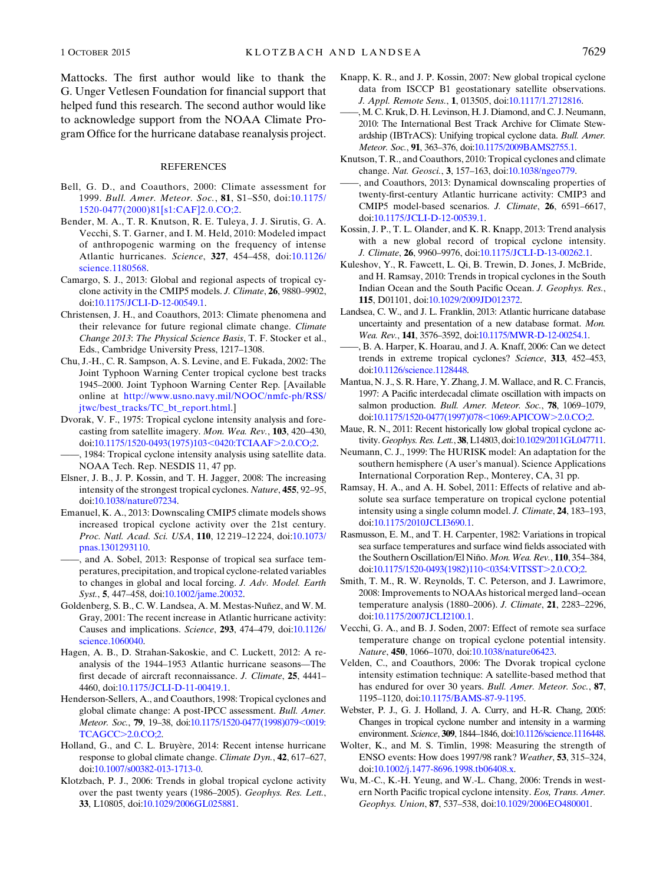Mattocks. The first author would like to thank the G. Unger Vetlesen Foundation for financial support that helped fund this research. The second author would like to acknowledge support from the NOAA Climate Program Office for the hurricane database reanalysis project.

## REFERENCES

Bell, G. D., and Coauthors, 2000: Climate assessment for 1999. *Bull. Amer. Meteor. Soc.*, **81**, S1–S50, doi:10.1175/1520-0477(2000)81[s1:CAF]2.0.CO;2.

Bender, M. A., T. R. Knutson, R. E. Tuleya, J. J. Sirutis, G. A. Vecchi, S. T. Garner, and I. M. Held, 2010: Modeled impact of anthropogenic warming on the frequency of intense Atlantic hurricanes. *Science*, **327**, 454–458, doi:10.1126/science.1180568.

Camargo, S. J., 2013: Global and regional aspects of tropical cyclone activity in the CMIP5 models. *J. Climate*, **26**, 9880–9902, doi:10.1175/JCLI-D-12-00549.1.

Christensen, J. H., and Coauthors, 2013: Climate phenomena and their relevance for future regional climate change. *Climate Change 2013*: *The Physical Science Basis*, T. F. Stocker et al., Eds., Cambridge University Press, 1217–1308.

Chu, J.-H., C. R. Sampson, A. S. Levine, and E. Fukada, 2002: The Joint Typhoon Warning Center tropical cyclone best tracks 1945–2000. Joint Typhoon Warning Center Rep. [Available online at http://www.usno.navy.mil/NOOC/nmfc-ph/RSS/jtwc/best_tracks/TC_bt_report.html.]

Dvorak, V. F., 1975: Tropical cyclone intensity analysis and forecasting from satellite imagery. *Mon. Wea. Rev.*, **103**, 420–430, doi:10.1175/1520-0493(1975)103<0420:TCIAAF>2.0.CO;2.

——, 1984: Tropical cyclone intensity analysis using satellite data. NOAA Tech. Rep. NESDIS 11, 47 pp.

Elsner, J. B., J. P. Kossin, and T. H. Jagger, 2008: The increasing intensity of the strongest tropical cyclones. *Nature*, **455**, 92–95, doi:10.1038/nature07234.

Emanuel, K. A., 2013: Downscaling CMIP5 climate models shows increased tropical cyclone activity over the 21st century. *Proc. Natl. Acad. Sci. USA*, **110**, 12 219–12 224, doi:10.1073/pnas.1301293110.

——, and A. Sobel, 2013: Response of tropical sea surface temperatures, precipitation, and tropical cyclone-related variables to changes in global and local forcing. *J. Adv. Model. Earth Syst.*, **5**, 447–458, doi:10.1002/jame.20032.

Goldenberg, S. B., C. W. Landsea, A. M. Mestas-Nuñez, and W. M. Gray, 2001: The recent increase in Atlantic hurricane activity: Causes and implications. *Science*, **293**, 474–479, doi:10.1126/science.1060040.

Hagen, A. B., D. Strahan-Sakoskie, and C. Luckett, 2012: A reanalysis of the 1944–1953 Atlantic hurricane seasons—The first decade of aircraft reconnaissance. *J. Climate*, **25**, 4441–4460, doi:10.1175/JCLI-D-11-00419.1.

Henderson-Sellers, A., and Coauthors, 1998: Tropical cyclones and global climate change: A post-IPCC assessment. *Bull. Amer. Meteor. Soc.*, **79**, 19–38, doi:10.1175/1520-0477(1998)079<0019:TCAGCC>2.0.CO;2.

Holland, G., and C. L. Bruyère, 2014: Recent intense hurricane response to global climate change. *Climate Dyn.*, **42**, 617–627, doi:10.1007/s00382-013-1713-0.

Klotzbach, P. J., 2006: Trends in global tropical cyclone activity over the past twenty years (1986–2005). *Geophys. Res. Lett.*, **33**, L10805, doi:10.1029/2006GL025881.

Knapp, K. R., and J. P. Kossin, 2007: New global tropical cyclone data from ISCCP B1 geostationary satellite observations. *J. Appl. Remote Sens.*, **1**, 013505, doi:10.1117/1.2712816.

——, M. C. Kruk, D. H. Levinson, H. J. Diamond, and C. J. Neumann, 2010: The International Best Track Archive for Climate Stewardship (IBTrACS): Unifying tropical cyclone data. *Bull. Amer. Meteor. Soc.*, **91**, 363–376, doi:10.1175/2009BAMS2755.1.

Knutson, T. R., and Coauthors, 2010: Tropical cyclones and climate change. *Nat. Geosci.*, **3**, 157–163, doi:10.1038/ngeo779.

——, and Coauthors, 2013: Dynamical downscaling properties of twenty-first-century Atlantic hurricane activity: CMIP3 and CMIP5 model-based scenarios. *J. Climate*, **26**, 6591–6617, doi:10.1175/JCLI-D-12-00539.1.

Kossin, J. P., T. L. Olander, and K. R. Knapp, 2013: Trend analysis with a new global record of tropical cyclone intensity. *J. Climate*, **26**, 9960–9976, doi:10.1175/JCLI-D-13-00262.1.

Kuleshov, Y., R. Fawcett, L. Qi, B. Trewin, D. Jones, J. McBride, and H. Ramsay, 2010: Trends in tropical cyclones in the South Indian Ocean and the South Pacific Ocean. *J. Geophys. Res.*, **115**, D01101, doi:10.1029/2009JD012372.

Landsea, C. W., and J. L. Franklin, 2013: Atlantic hurricane database uncertainty and presentation of a new database format. *Mon. Wea. Rev.*, **141**, 3576–3592, doi:10.1175/MWR-D-12-00254.1.

——, B. A. Harper, K. Hoarau, and J. A. Knaff, 2006: Can we detect trends in extreme tropical cyclones? *Science*, **313**, 452–453, doi:10.1126/science.1128448.

Mantua, N. J., S. R. Hare, Y. Zhang, J. M. Wallace, and R. C. Francis, 1997: A Pacific interdecadal climate oscillation with impacts on salmon production. *Bull. Amer. Meteor. Soc.*, **78**, 1069–1079, doi:10.1175/1520-0477(1997)078<1069:APICOW>2.0.CO;2.

Maue, R. N., 2011: Recent historically low global tropical cyclone activity. *Geophys. Res. Lett.*, **38**, L14803, doi:10.1029/2011GL047711.

Neumann, C. J., 1999: The HURISK model: An adaptation for the southern hemisphere (A user's manual). Science Applications International Corporation Rep., Monterey, CA, 31 pp.

Ramsay, H. A., and A. H. Sobel, 2011: Effects of relative and absolute sea surface temperature on tropical cyclone potential intensity using a single column model. *J. Climate*, **24**, 183–193, doi:10.1175/2010JCLI3690.1.

Rasmusson, E. M., and T. H. Carpenter, 1982: Variations in tropical sea surface temperatures and surface wind fields associated with the Southern Oscillation/El Niño. *Mon. Wea. Rev.*, **110**, 354–384, doi:10.1175/1520-0493(1982)110<0354:VITSST>2.0.CO;2.

Smith, T. M., R. W. Reynolds, T. C. Peterson, and J. Lawrimore, 2008: Improvements to NOAAs historical merged land–ocean temperature analysis (1880–2006). *J. Climate*, **21**, 2283–2296, doi:10.1175/2007JCLI2100.1.

Vecchi, G. A., and B. J. Soden, 2007: Effect of remote sea surface temperature change on tropical cyclone potential intensity. *Nature*, **450**, 1066–1070, doi:10.1038/nature06423.

Velden, C., and Coauthors, 2006: The Dvorak tropical cyclone intensity estimation technique: A satellite-based method that has endured for over 30 years. *Bull. Amer. Meteor. Soc.*, **87**, 1195–1120, doi:10.1175/BAMS-87-9-1195.

Webster, P. J., G. J. Holland, J. A. Curry, and H.-R. Chang, 2005: Changes in tropical cyclone number and intensity in a warming environment. *Science*, **309**, 1844–1846, doi:10.1126/science.1116448.

Wolter, K., and M. S. Timlin, 1998: Measuring the strength of ENSO events: How does 1997/98 rank? *Weather*, **53**, 315–324, doi:10.1002/j.1477-8696.1998.tb06408.x.

Wu, M.-C., K.-H. Yeung, and W.-L. Chang, 2006: Trends in western North Pacific tropical cyclone intensity. *Eos, Trans. Amer. Geophys. Union*, **87**, 537–538, doi:10.1029/2006EO480001.